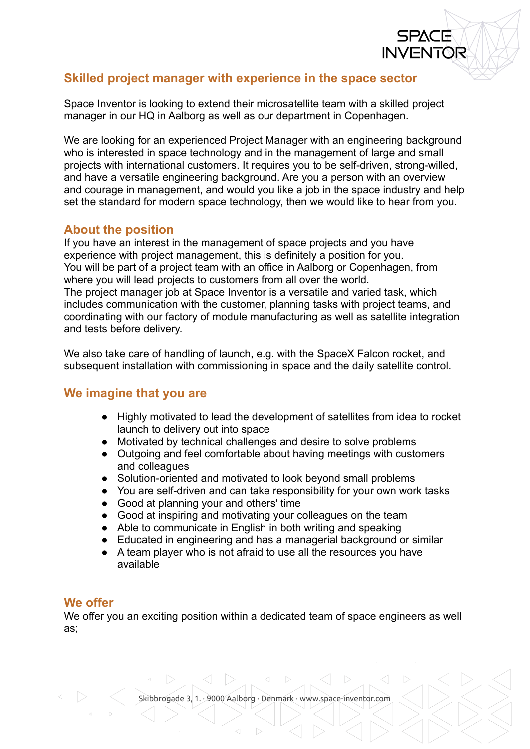## Skilled project manager with experience in the space sector

Space Inventor is looking to extend their microsatellite team with a skilled project manager in our HQ in Aalborg as well as our department in Copenhagen.

We are looking for an experienced Project Manager with an engineering background who is interested in space technology and in the management of large and small projects with international customers. It requires you to be self-driven, strong-willed, and have a versatile engineering background. Are you a person with an overview and courage in management, and would you like a job in the space industry and help set the standard for modern space technology, then we would like to hear from you.

## About the position

If you have an interest in the management of space projects and you have experience with project management, this is definitely a position for you.
You will be part of a project team with an office in Aalborg or Copenhagen, from where you will lead projects to customers from all over the world.
The project manager job at Space Inventor is a versatile and varied task, which includes communication with the customer, planning tasks with project teams, and coordinating with our factory of module manufacturing as well as satellite integration and tests before delivery.

We also take care of handling of launch, e.g. with the SpaceX Falcon rocket, and subsequent installation with commissioning in space and the daily satellite control.

## We imagine that you are

- Highly motivated to lead the development of satellites from idea to rocket launch to delivery out into space
- Motivated by technical challenges and desire to solve problems
- Outgoing and feel comfortable about having meetings with customers and colleagues
- Solution-oriented and motivated to look beyond small problems
- You are self-driven and can take responsibility for your own work tasks
- Good at planning your and others' time
- Good at inspiring and motivating your colleagues on the team
- Able to communicate in English in both writing and speaking
- Educated in engineering and has a managerial background or similar
- A team player who is not afraid to use all the resources you have available

## We offer

We offer you an exciting position within a dedicated team of space engineers as well as;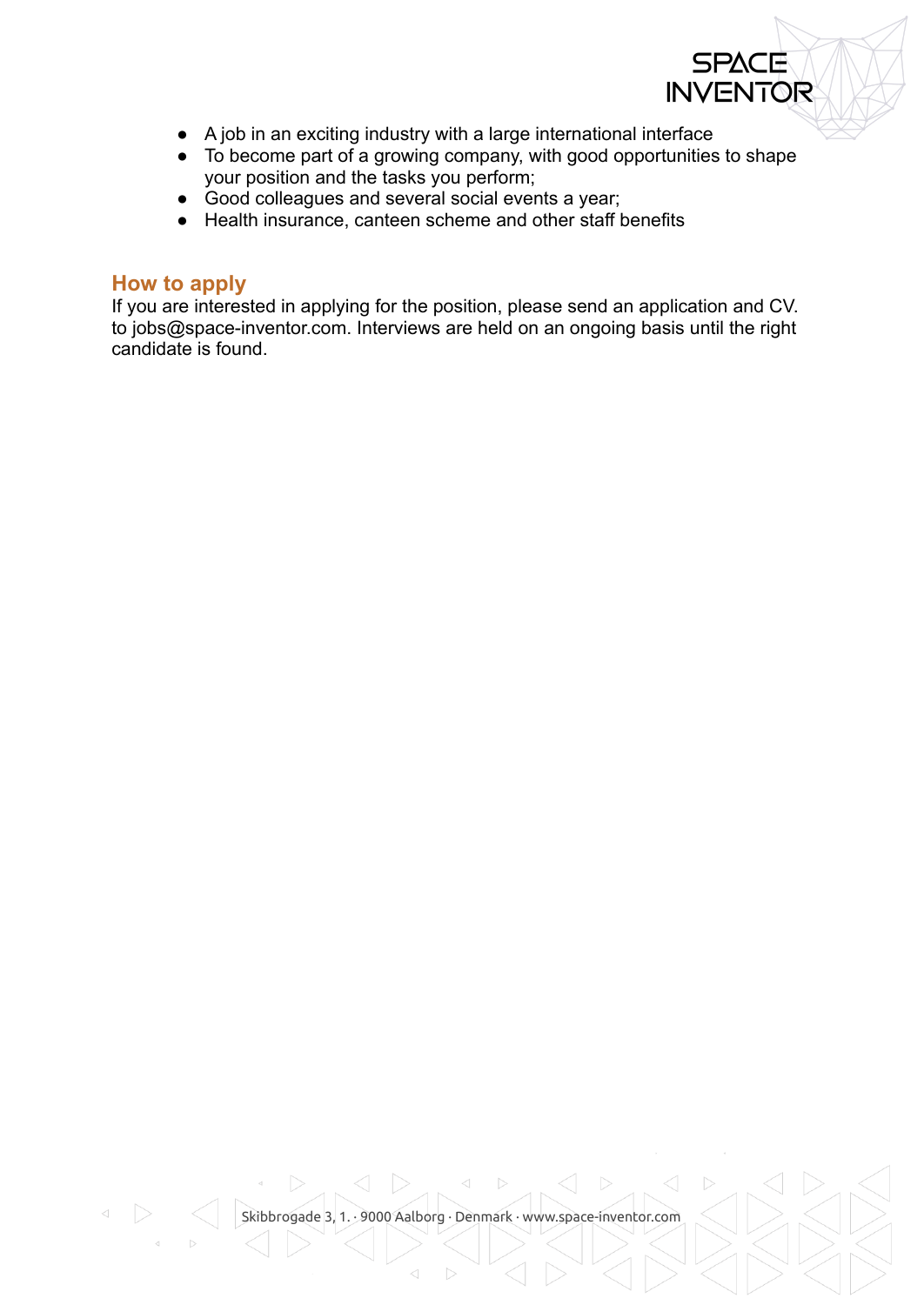- A job in an exciting industry with a large international interface
- To become part of a growing company, with good opportunities to shape your position and the tasks you perform;
- Good colleagues and several social events a year;
- Health insurance, canteen scheme and other staff benefits

## How to apply

If you are interested in applying for the position, please send an application and CV. to jobs@space-inventor.com. Interviews are held on an ongoing basis until the right candidate is found.